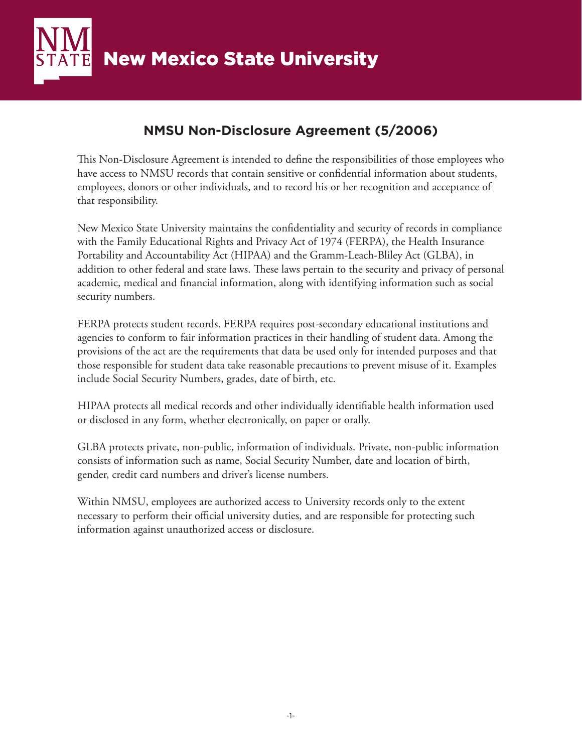# New Mexico State University

## NMSU Non-Disclosure Agreement (5/2006)

This Non-Disclosure Agreement is intended to define the responsibilities of those employees who have access to NMSU records that contain sensitive or confidential information about students, employees, donors or other individuals, and to record his or her recognition and acceptance of that responsibility.

New Mexico State University maintains the confidentiality and security of records in compliance with the Family Educational Rights and Privacy Act of 1974 (FERPA), the Health Insurance Portability and Accountability Act (HIPAA) and the Gramm-Leach-Bliley Act (GLBA), in addition to other federal and state laws. These laws pertain to the security and privacy of personal academic, medical and financial information, along with identifying information such as social security numbers.

FERPA protects student records. FERPA requires post-secondary educational institutions and agencies to conform to fair information practices in their handling of student data. Among the provisions of the act are the requirements that data be used only for intended purposes and that those responsible for student data take reasonable precautions to prevent misuse of it. Examples include Social Security Numbers, grades, date of birth, etc.

HIPAA protects all medical records and other individually identifiable health information used or disclosed in any form, whether electronically, on paper or orally.

GLBA protects private, non-public, information of individuals. Private, non-public information consists of information such as name, Social Security Number, date and location of birth, gender, credit card numbers and driver's license numbers.

Within NMSU, employees are authorized access to University records only to the extent necessary to perform their official university duties, and are responsible for protecting such information against unauthorized access or disclosure.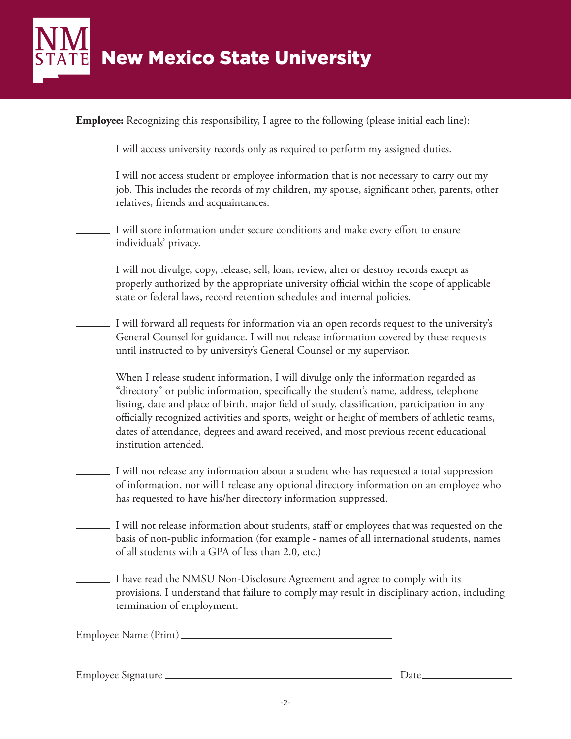# New Mexico State University

**Employee:** Recognizing this responsibility, I agree to the following (please initial each line):

______ I will access university records only as required to perform my assigned duties.

______ I will not access student or employee information that is not necessary to carry out my job. This includes the records of my children, my spouse, significant other, parents, other relatives, friends and acquaintances.

______ I will store information under secure conditions and make every effort to ensure individuals' privacy.

______ I will not divulge, copy, release, sell, loan, review, alter or destroy records except as properly authorized by the appropriate university official within the scope of applicable state or federal laws, record retention schedules and internal policies.

______ I will forward all requests for information via an open records request to the university's General Counsel for guidance. I will not release information covered by these requests until instructed to by university's General Counsel or my supervisor.

______ When I release student information, I will divulge only the information regarded as "directory" or public information, specifically the student's name, address, telephone listing, date and place of birth, major field of study, classification, participation in any officially recognized activities and sports, weight or height of members of athletic teams, dates of attendance, degrees and award received, and most previous recent educational institution attended.

______ I will not release any information about a student who has requested a total suppression of information, nor will I release any optional directory information on an employee who has requested to have his/her directory information suppressed.

______ I will not release information about students, staff or employees that was requested on the basis of non-public information (for example - names of all international students, names of all students with a GPA of less than 2.0, etc.)

______ I have read the NMSU Non-Disclosure Agreement and agree to comply with its provisions. I understand that failure to comply may result in disciplinary action, including termination of employment.

Employee Name (Print) ______________________________

Employee Signature ______________________________ Date ______________